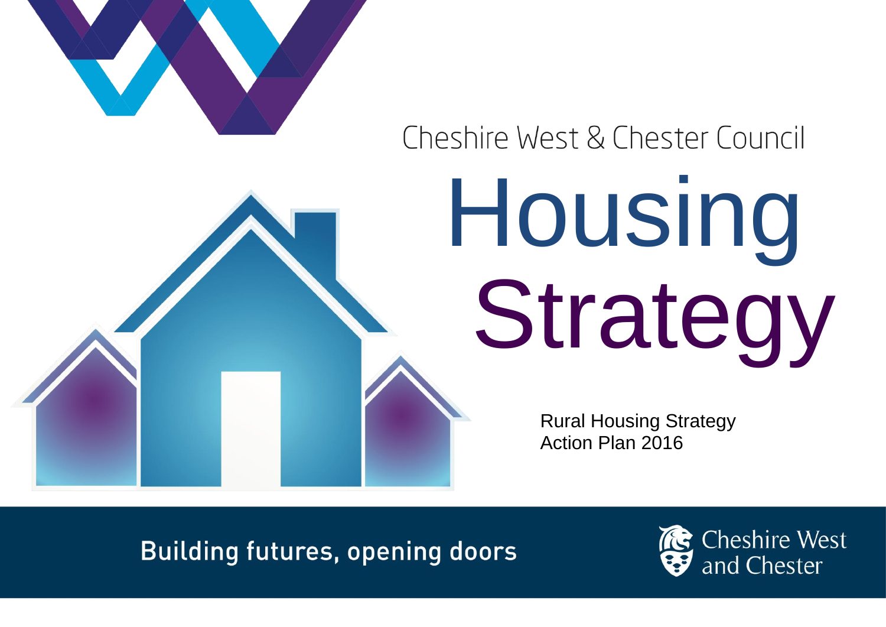Cheshire West & Chester Council

# Housing Strategy

Rural Housing Strategy
Action Plan 2016

Building futures, opening doors

Cheshire West and Chester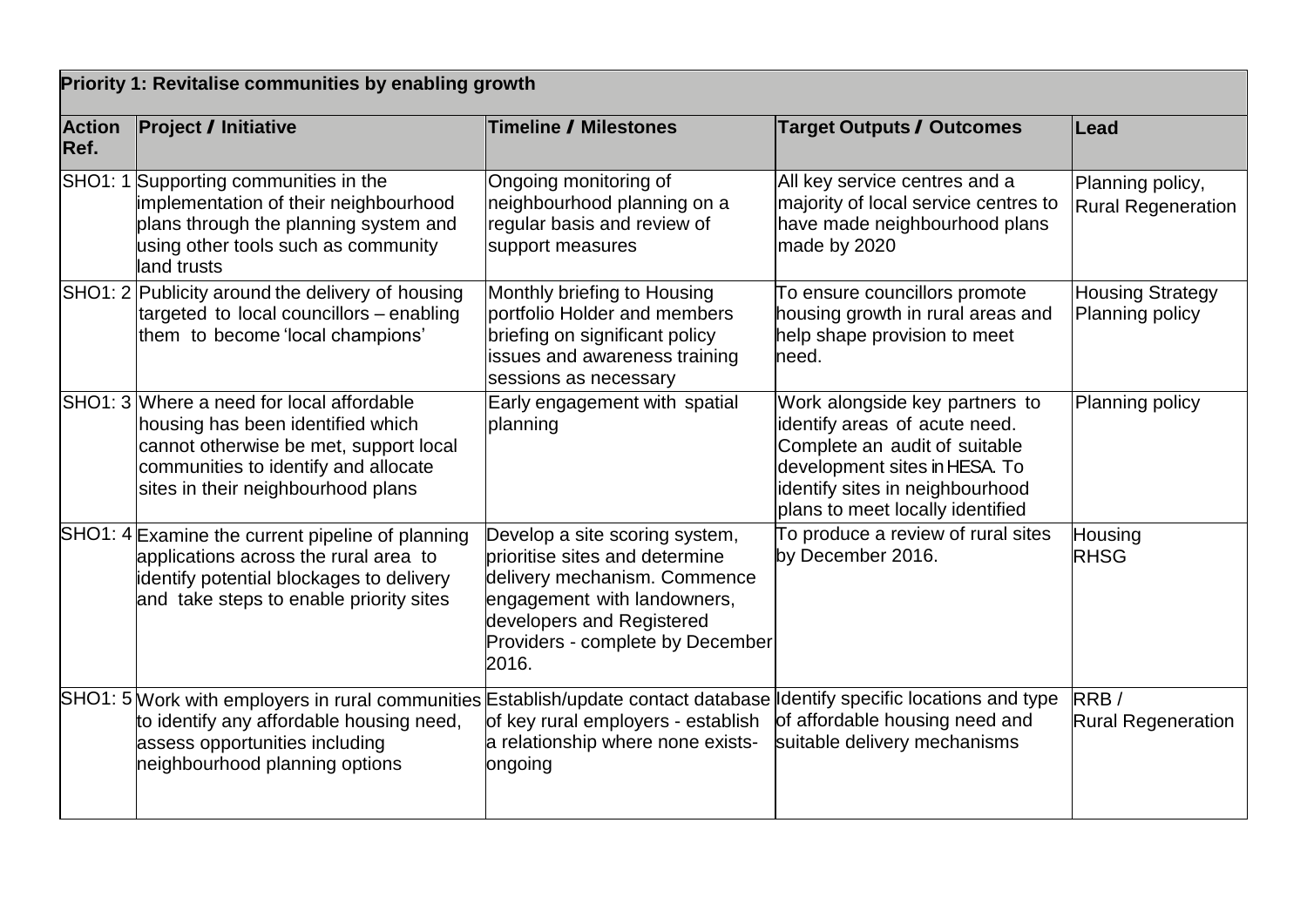| Priority 1: Revitalise communities by enabling growth | | | | |
|---|---|---|---|---|
| **Action Ref.** | **Project / Initiative** | **Timeline / Milestones** | **Target Outputs / Outcomes** | **Lead** |
| SHO1: 1 | Supporting communities in the implementation of their neighbourhood plans through the planning system and using other tools such as community land trusts | Ongoing monitoring of neighbourhood planning on a regular basis and review of support measures | All key service centres and a majority of local service centres to have made neighbourhood plans made by 2020 | Planning policy, Rural Regeneration |
| SHO1: 2 | Publicity around the delivery of housing targeted to local councillors – enabling them to become 'local champions' | Monthly briefing to Housing portfolio Holder and members briefing on significant policy issues and awareness training sessions as necessary | To ensure councillors promote housing growth in rural areas and help shape provision to meet need. | Housing Strategy Planning policy |
| SHO1: 3 | Where a need for local affordable housing has been identified which cannot otherwise be met, support local communities to identify and allocate sites in their neighbourhood plans | Early engagement with spatial planning | Work alongside key partners to identify areas of acute need. Complete an audit of suitable development sites in HESA. To identify sites in neighbourhood plans to meet locally identified | Planning policy |
| SHO1: 4 | Examine the current pipeline of planning applications across the rural area to identify potential blockages to delivery and take steps to enable priority sites | Develop a site scoring system, prioritise sites and determine delivery mechanism. Commence engagement with landowners, developers and Registered Providers - complete by December 2016. | To produce a review of rural sites by December 2016. | Housing RHSG |
| SHO1: 5 | Work with employers in rural communities to identify any affordable housing need, assess opportunities including neighbourhood planning options | Establish/update contact database of key rural employers - establish a relationship where none exists- ongoing | Identify specific locations and type of affordable housing need and suitable delivery mechanisms | RRB / Rural Regeneration |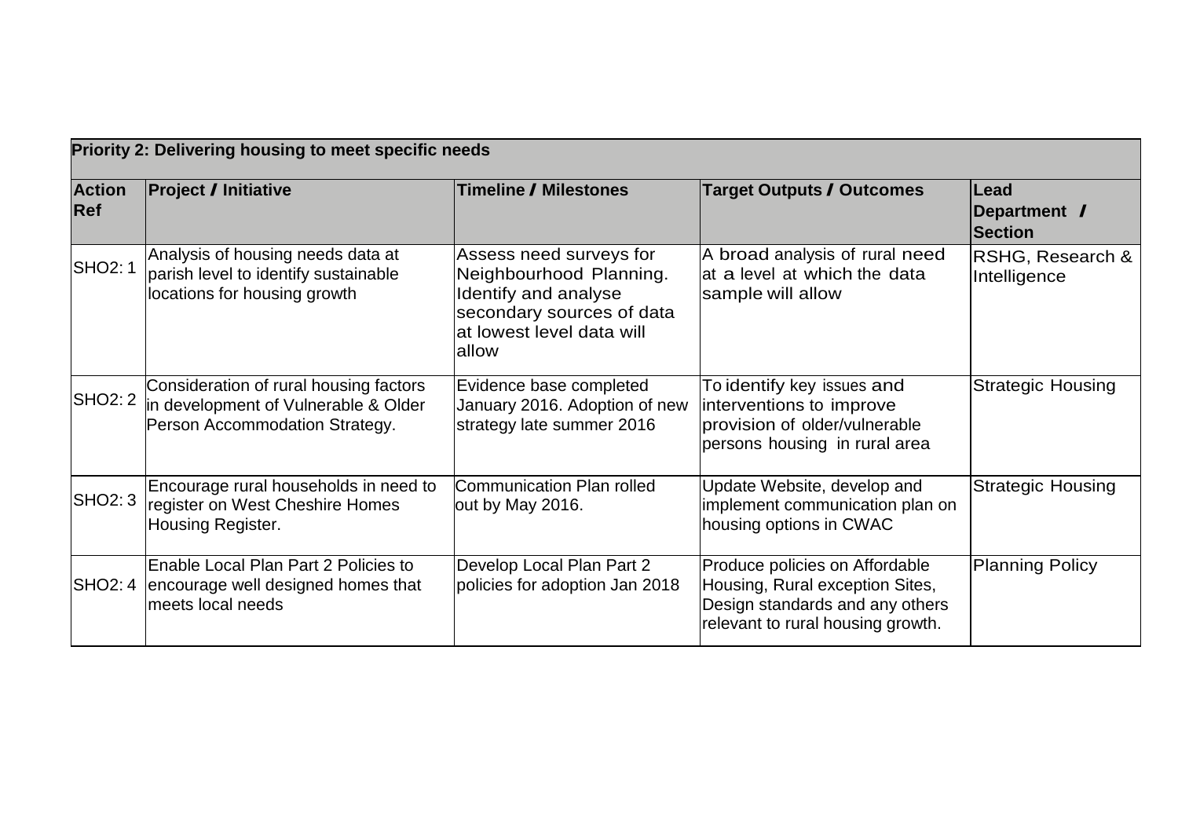| **Priority 2: Delivering housing to meet specific needs** | | | | |
|---|---|---|---|---|
| **Action Ref** | **Project / Initiative** | **Timeline / Milestones** | **Target Outputs / Outcomes** | **Lead Department / Section** |
| SHO2: 1 | Analysis of housing needs data at parish level to identify sustainable locations for housing growth | Assess need surveys for Neighbourhood Planning. Identify and analyse secondary sources of data at lowest level data will allow | A broad analysis of rural need at a level at which the data sample will allow | RSHG, Research & Intelligence |
| SHO2: 2 | Consideration of rural housing factors in development of Vulnerable & Older Person Accommodation Strategy. | Evidence base completed January 2016. Adoption of new strategy late summer 2016 | To identify key issues and interventions to improve provision of older/vulnerable persons housing in rural area | Strategic Housing |
| SHO2: 3 | Encourage rural households in need to register on West Cheshire Homes Housing Register. | Communication Plan rolled out by May 2016. | Update Website, develop and implement communication plan on housing options in CWAC | Strategic Housing |
| SHO2: 4 | Enable Local Plan Part 2 Policies to encourage well designed homes that meets local needs | Develop Local Plan Part 2 policies for adoption Jan 2018 | Produce policies on Affordable Housing, Rural exception Sites, Design standards and any others relevant to rural housing growth. | Planning Policy |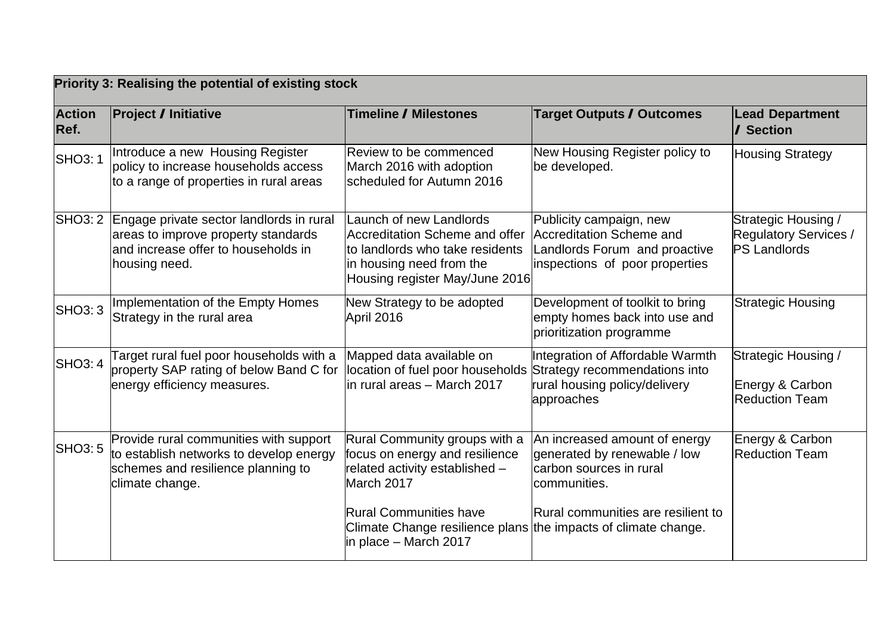| Priority 3: Realising the potential of existing stock | | | | |
|---|---|---|---|---|
| **Action Ref.** | **Project / Initiative** | **Timeline / Milestones** | **Target Outputs / Outcomes** | **Lead Department / Section** |
| SHO3: 1 | Introduce a new Housing Register policy to increase households access to a range of properties in rural areas | Review to be commenced March 2016 with adoption scheduled for Autumn 2016 | New Housing Register policy to be developed. | Housing Strategy |
| SHO3: 2 | Engage private sector landlords in rural areas to improve property standards and increase offer to households in housing need. | Launch of new Landlords Accreditation Scheme and offer to landlords who take residents in housing need from the Housing register May/June 2016 | Publicity campaign, new Accreditation Scheme and Landlords Forum and proactive inspections of poor properties | Strategic Housing / Regulatory Services / PS Landlords |
| SHO3: 3 | Implementation of the Empty Homes Strategy in the rural area | New Strategy to be adopted April 2016 | Development of toolkit to bring empty homes back into use and prioritization programme | Strategic Housing |
| SHO3: 4 | Target rural fuel poor households with a property SAP rating of below Band C for energy efficiency measures. | Mapped data available on location of fuel poor households in rural areas – March 2017 | Integration of Affordable Warmth Strategy recommendations into rural housing policy/delivery approaches | Strategic Housing / Energy & Carbon Reduction Team |
| SHO3: 5 | Provide rural communities with support to establish networks to develop energy schemes and resilience planning to climate change. | Rural Community groups with a focus on energy and resilience related activity established – March 2017<br><br>Rural Communities have Climate Change resilience plans in place – March 2017 | An increased amount of energy generated by renewable / low carbon sources in rural communities.<br><br>Rural communities are resilient to the impacts of climate change. | Energy & Carbon Reduction Team |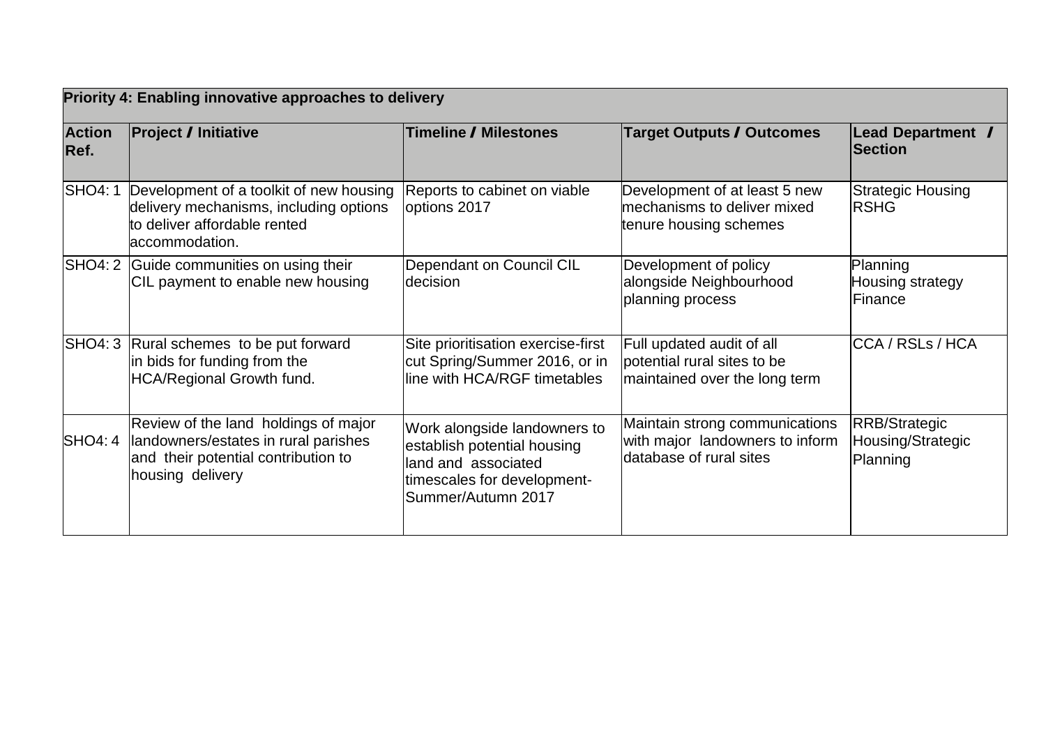| Priority 4: Enabling innovative approaches to delivery | | | | |
|---|---|---|---|---|
| **Action Ref.** | **Project / Initiative** | **Timeline / Milestones** | **Target Outputs / Outcomes** | **Lead Department / Section** |
| SHO4: 1 | Development of a toolkit of new housing delivery mechanisms, including options to deliver affordable rented accommodation. | Reports to cabinet on viable options 2017 | Development of at least 5 new mechanisms to deliver mixed tenure housing schemes | Strategic Housing RSHG |
| SHO4: 2 | Guide communities on using their CIL payment to enable new housing | Dependant on Council CIL decision | Development of policy alongside Neighbourhood planning process | Planning Housing strategy Finance |
| SHO4: 3 | Rural schemes to be put forward in bids for funding from the HCA/Regional Growth fund. | Site prioritisation exercise-first cut Spring/Summer 2016, or in line with HCA/RGF timetables | Full updated audit of all potential rural sites to be maintained over the long term | CCA / RSLs / HCA |
| SHO4: 4 | Review of the land holdings of major landowners/estates in rural parishes and their potential contribution to housing delivery | Work alongside landowners to establish potential housing land and associated timescales for development-Summer/Autumn 2017 | Maintain strong communications with major landowners to inform database of rural sites | RRB/Strategic Housing/Strategic Planning |